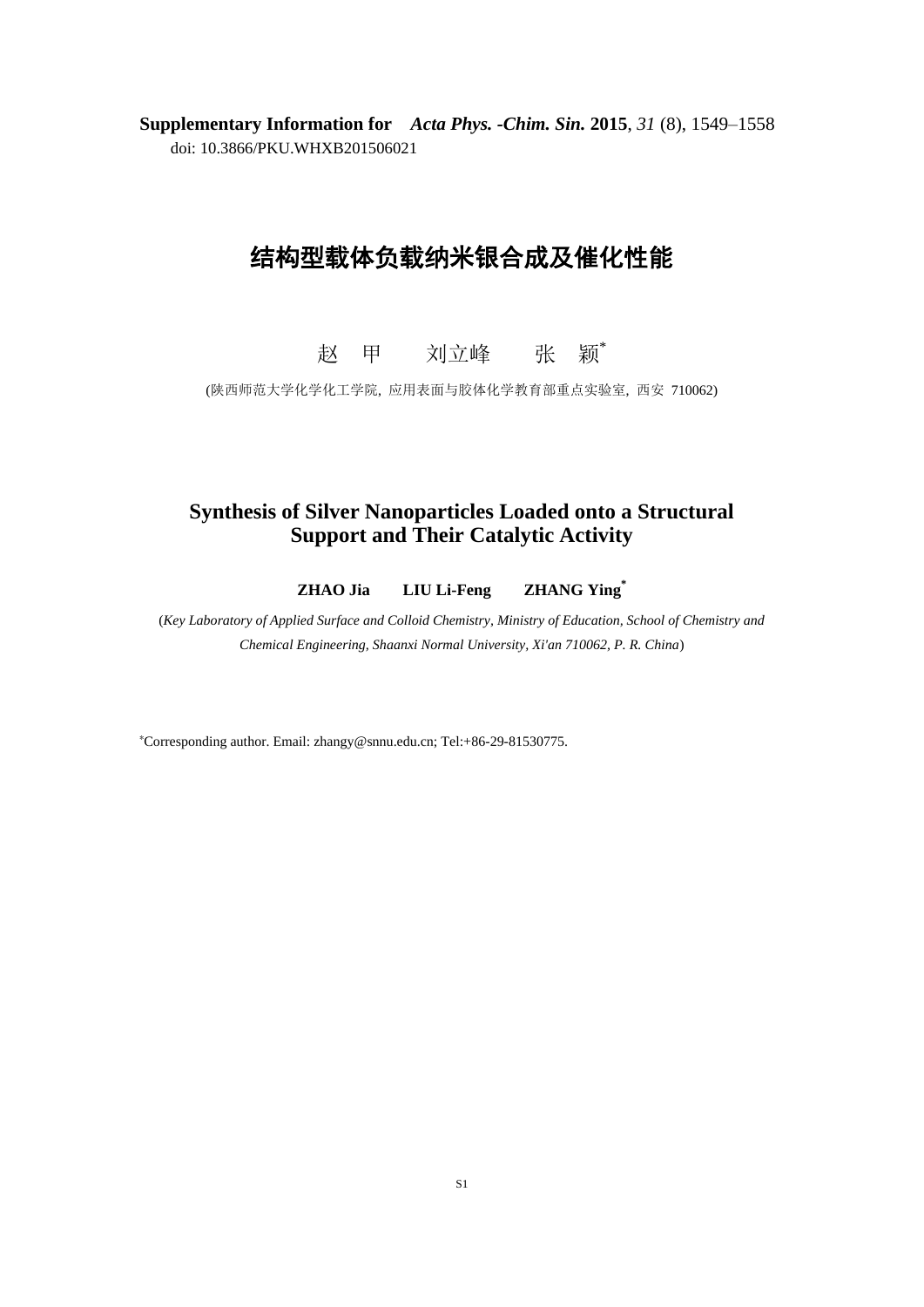**Supplementary Information for** *Acta Phys. -Chim. Sin.* **2015**, *31* (8), 1549–1558
doi: 10.3866/PKU.WHXB201506021

# 结构型载体负载纳米银合成及催化性能

赵 甲 刘立峰 张 颖*

(陕西师范大学化学化工学院, 应用表面与胶体化学教育部重点实验室, 西安 710062)

# Synthesis of Silver Nanoparticles Loaded onto a Structural Support and Their Catalytic Activity

**ZHAO Jia LIU Li-Feng ZHANG Ying***

(*Key Laboratory of Applied Surface and Colloid Chemistry, Ministry of Education, School of Chemistry and Chemical Engineering, Shaanxi Normal University, Xi'an 710062, P. R. China*)

*Corresponding author. Email: zhangy@snnu.edu.cn; Tel:+86-29-81530775.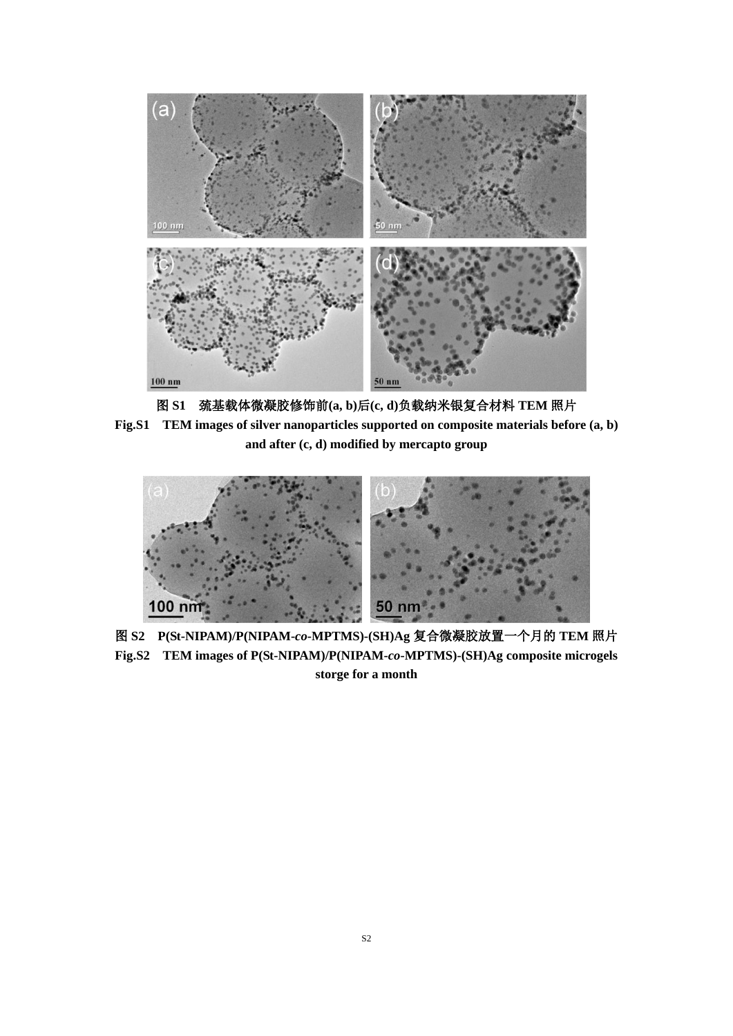**图 S1　巯基载体微凝胶修饰前(a, b)后(c, d)负载纳米银复合材料 TEM 照片**

**Fig.S1　TEM images of silver nanoparticles supported on composite materials before (a, b) and after (c, d) modified by mercapto group**

**图 S2　P(St-NIPAM)/P(NIPAM-*co*-MPTMS)-(SH)Ag 复合微凝胶放置一个月的 TEM 照片**

**Fig.S2　TEM images of P(St-NIPAM)/P(NIPAM-*co*-MPTMS)-(SH)Ag composite microgels storge for a month**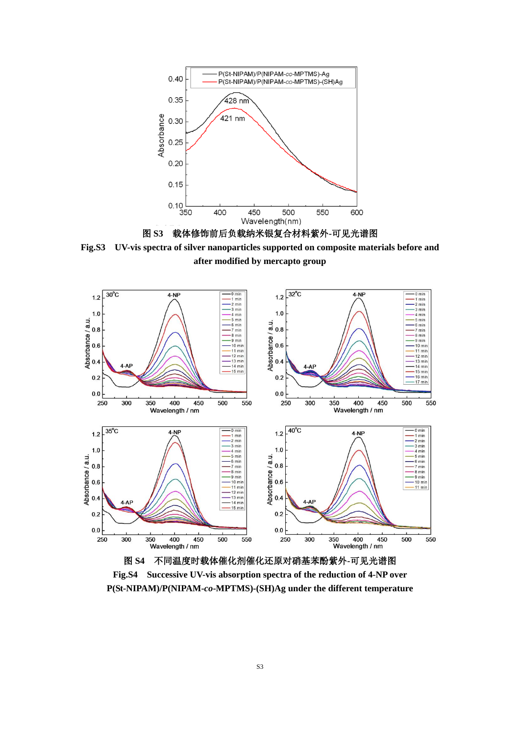图 S3　载体修饰前后负载纳米银复合材料紫外-可见光谱图

**Fig.S3　UV-vis spectra of silver nanoparticles supported on composite materials before and after modified by mercapto group**

图 S4　不同温度时载体催化剂催化还原对硝基苯酚紫外-可见光谱图

**Fig.S4　Successive UV-vis absorption spectra of the reduction of 4-NP over P(St-NIPAM)/P(NIPAM-*co*-MPTMS)-(SH)Ag under the different temperature**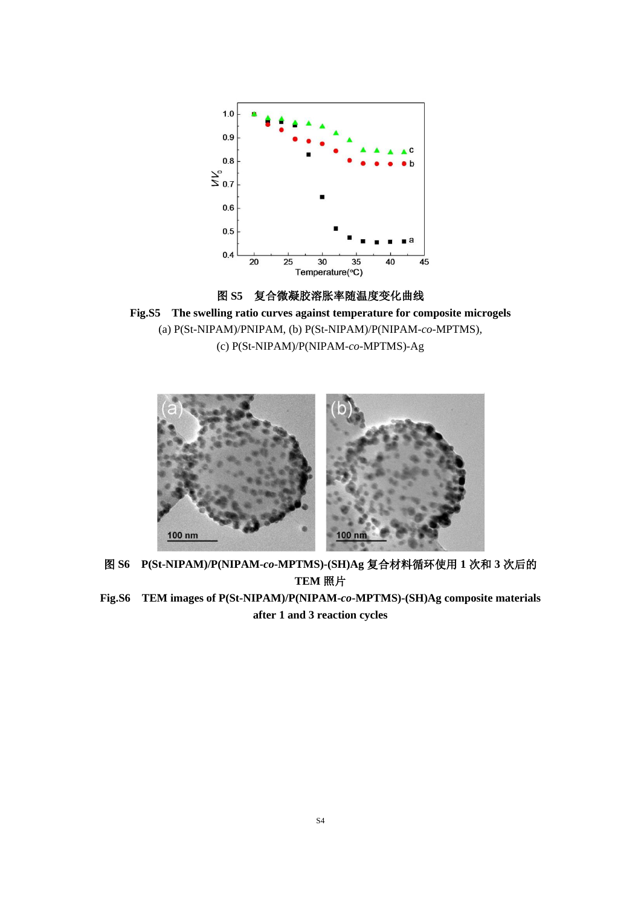1.0
0.9
0.8
0.7
0.6
0.5
0.4
$V/V_0$
20
25
30
35
40
45
Temperature(°C)
c
b
a

**图 S5　复合微凝胶溶胀率随温度变化曲线**

**Fig.S5　The swelling ratio curves against temperature for composite microgels**

(a) P(St-NIPAM)/PNIPAM, (b) P(St-NIPAM)/P(NIPAM-*co*-MPTMS),

(c) P(St-NIPAM)/P(NIPAM-*co*-MPTMS)-Ag

(a)
100 nm
(b)
100 nm

**图 S6　P(St-NIPAM)/P(NIPAM-*co*-MPTMS)-(SH)Ag 复合材料循环使用 1 次和 3 次后的 TEM 照片**

**Fig.S6　TEM images of P(St-NIPAM)/P(NIPAM-*co*-MPTMS)-(SH)Ag composite materials after 1 and 3 reaction cycles**